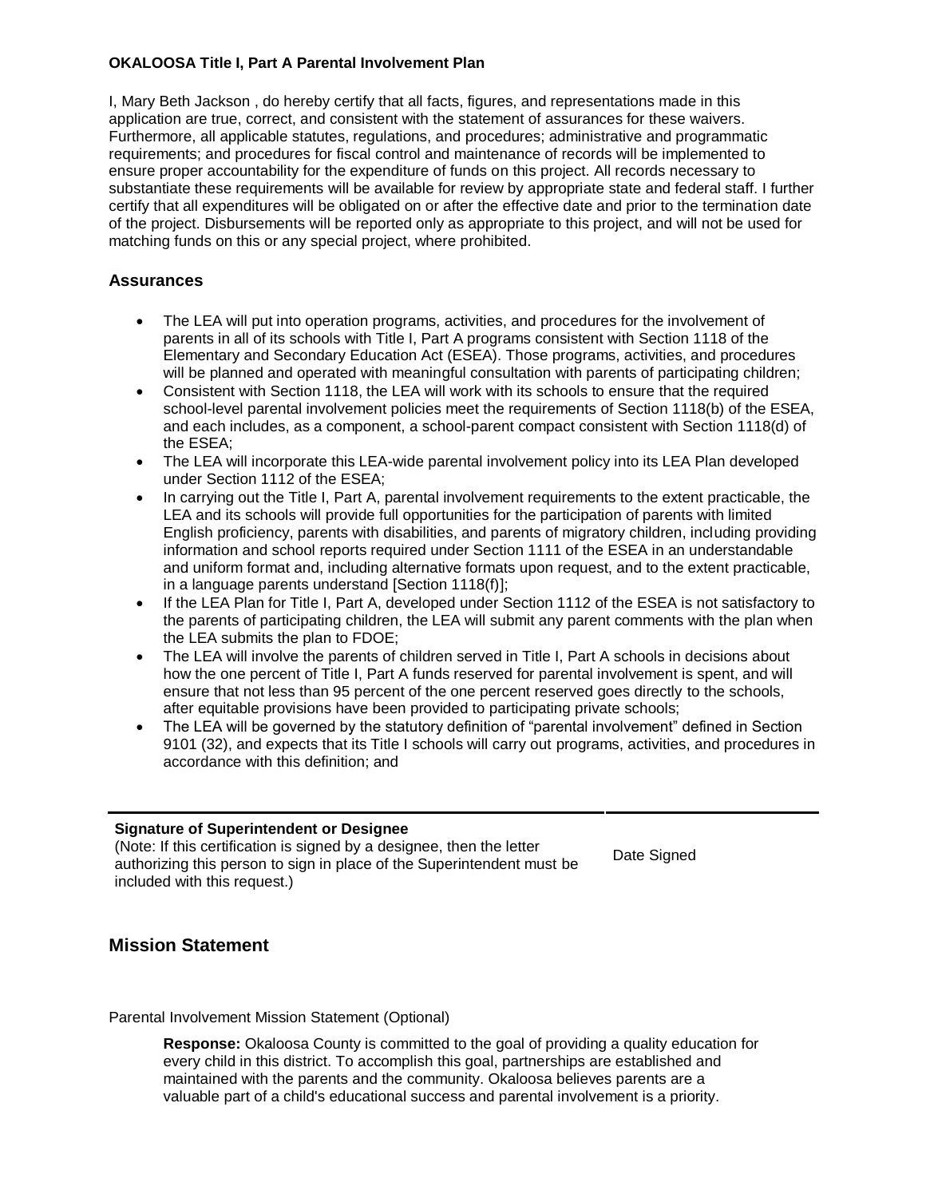**OKALOOSA Title I, Part A Parental Involvement Plan**

I, Mary Beth Jackson , do hereby certify that all facts, figures, and representations made in this application are true, correct, and consistent with the statement of assurances for these waivers. Furthermore, all applicable statutes, regulations, and procedures; administrative and programmatic requirements; and procedures for fiscal control and maintenance of records will be implemented to ensure proper accountability for the expenditure of funds on this project. All records necessary to substantiate these requirements will be available for review by appropriate state and federal staff. I further certify that all expenditures will be obligated on or after the effective date and prior to the termination date of the project. Disbursements will be reported only as appropriate to this project, and will not be used for matching funds on this or any special project, where prohibited.

## Assurances

- The LEA will put into operation programs, activities, and procedures for the involvement of parents in all of its schools with Title I, Part A programs consistent with Section 1118 of the Elementary and Secondary Education Act (ESEA). Those programs, activities, and procedures will be planned and operated with meaningful consultation with parents of participating children;
- Consistent with Section 1118, the LEA will work with its schools to ensure that the required school-level parental involvement policies meet the requirements of Section 1118(b) of the ESEA, and each includes, as a component, a school-parent compact consistent with Section 1118(d) of the ESEA;
- The LEA will incorporate this LEA-wide parental involvement policy into its LEA Plan developed under Section 1112 of the ESEA;
- In carrying out the Title I, Part A, parental involvement requirements to the extent practicable, the LEA and its schools will provide full opportunities for the participation of parents with limited English proficiency, parents with disabilities, and parents of migratory children, including providing information and school reports required under Section 1111 of the ESEA in an understandable and uniform format and, including alternative formats upon request, and to the extent practicable, in a language parents understand [Section 1118(f)];
- If the LEA Plan for Title I, Part A, developed under Section 1112 of the ESEA is not satisfactory to the parents of participating children, the LEA will submit any parent comments with the plan when the LEA submits the plan to FDOE;
- The LEA will involve the parents of children served in Title I, Part A schools in decisions about how the one percent of Title I, Part A funds reserved for parental involvement is spent, and will ensure that not less than 95 percent of the one percent reserved goes directly to the schools, after equitable provisions have been provided to participating private schools;
- The LEA will be governed by the statutory definition of "parental involvement" defined in Section 9101 (32), and expects that its Title I schools will carry out programs, activities, and procedures in accordance with this definition; and

| **Signature of Superintendent or Designee**<br>(Note: If this certification is signed by a designee, then the letter authorizing this person to sign in place of the Superintendent must be included with this request.) | Date Signed |
|---|---|

## Mission Statement

Parental Involvement Mission Statement (Optional)

> **Response:** Okaloosa County is committed to the goal of providing a quality education for every child in this district. To accomplish this goal, partnerships are established and maintained with the parents and the community. Okaloosa believes parents are a valuable part of a child's educational success and parental involvement is a priority.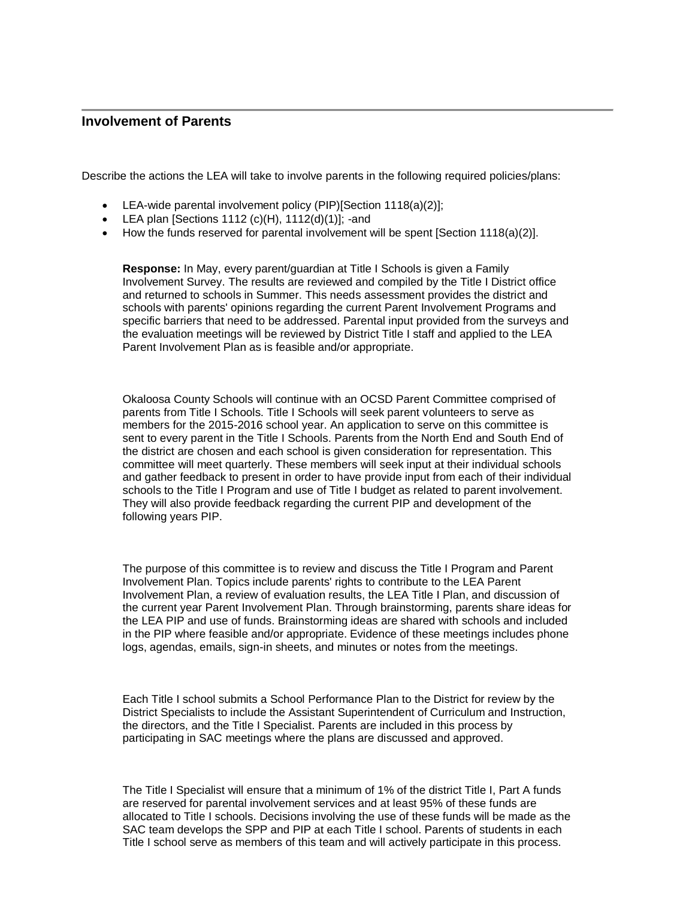## Involvement of Parents

Describe the actions the LEA will take to involve parents in the following required policies/plans:

- LEA-wide parental involvement policy (PIP)[Section 1118(a)(2)];
- LEA plan [Sections 1112 (c)(H), 1112(d)(1)]; -and
- How the funds reserved for parental involvement will be spent [Section 1118(a)(2)].

**Response:** In May, every parent/guardian at Title I Schools is given a Family Involvement Survey. The results are reviewed and compiled by the Title I District office and returned to schools in Summer. This needs assessment provides the district and schools with parents' opinions regarding the current Parent Involvement Programs and specific barriers that need to be addressed. Parental input provided from the surveys and the evaluation meetings will be reviewed by District Title I staff and applied to the LEA Parent Involvement Plan as is feasible and/or appropriate.

Okaloosa County Schools will continue with an OCSD Parent Committee comprised of parents from Title I Schools. Title I Schools will seek parent volunteers to serve as members for the 2015-2016 school year. An application to serve on this committee is sent to every parent in the Title I Schools. Parents from the North End and South End of the district are chosen and each school is given consideration for representation. This committee will meet quarterly. These members will seek input at their individual schools and gather feedback to present in order to have provide input from each of their individual schools to the Title I Program and use of Title I budget as related to parent involvement. They will also provide feedback regarding the current PIP and development of the following years PIP.

The purpose of this committee is to review and discuss the Title I Program and Parent Involvement Plan. Topics include parents' rights to contribute to the LEA Parent Involvement Plan, a review of evaluation results, the LEA Title I Plan, and discussion of the current year Parent Involvement Plan. Through brainstorming, parents share ideas for the LEA PIP and use of funds. Brainstorming ideas are shared with schools and included in the PIP where feasible and/or appropriate. Evidence of these meetings includes phone logs, agendas, emails, sign-in sheets, and minutes or notes from the meetings.

Each Title I school submits a School Performance Plan to the District for review by the District Specialists to include the Assistant Superintendent of Curriculum and Instruction, the directors, and the Title I Specialist. Parents are included in this process by participating in SAC meetings where the plans are discussed and approved.

The Title I Specialist will ensure that a minimum of 1% of the district Title I, Part A funds are reserved for parental involvement services and at least 95% of these funds are allocated to Title I schools. Decisions involving the use of these funds will be made as the SAC team develops the SPP and PIP at each Title I school. Parents of students in each Title I school serve as members of this team and will actively participate in this process.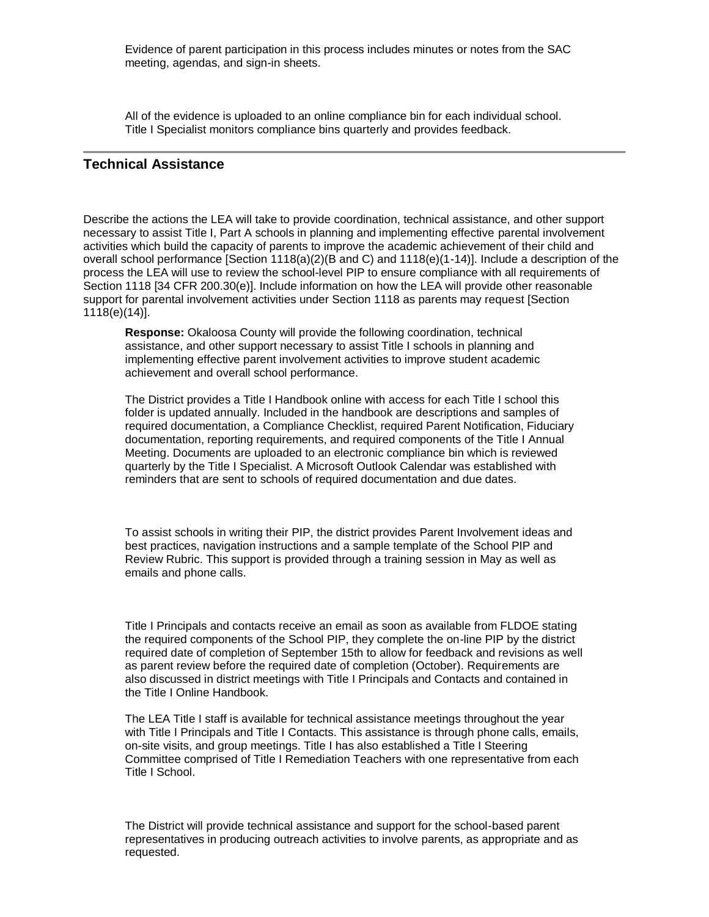Evidence of parent participation in this process includes minutes or notes from the SAC meeting, agendas, and sign-in sheets.

All of the evidence is uploaded to an online compliance bin for each individual school. Title I Specialist monitors compliance bins quarterly and provides feedback.

---

## Technical Assistance

Describe the actions the LEA will take to provide coordination, technical assistance, and other support necessary to assist Title I, Part A schools in planning and implementing effective parental involvement activities which build the capacity of parents to improve the academic achievement of their child and overall school performance [Section 1118(a)(2)(B and C) and 1118(e)(1-14)]. Include a description of the process the LEA will use to review the school-level PIP to ensure compliance with all requirements of Section 1118 [34 CFR 200.30(e)]. Include information on how the LEA will provide other reasonable support for parental involvement activities under Section 1118 as parents may request [Section 1118(e)(14)].

**Response:** Okaloosa County will provide the following coordination, technical assistance, and other support necessary to assist Title I schools in planning and implementing effective parent involvement activities to improve student academic achievement and overall school performance.

The District provides a Title I Handbook online with access for each Title I school this folder is updated annually. Included in the handbook are descriptions and samples of required documentation, a Compliance Checklist, required Parent Notification, Fiduciary documentation, reporting requirements, and required components of the Title I Annual Meeting. Documents are uploaded to an electronic compliance bin which is reviewed quarterly by the Title I Specialist. A Microsoft Outlook Calendar was established with reminders that are sent to schools of required documentation and due dates.

To assist schools in writing their PIP, the district provides Parent Involvement ideas and best practices, navigation instructions and a sample template of the School PIP and Review Rubric. This support is provided through a training session in May as well as emails and phone calls.

Title I Principals and contacts receive an email as soon as available from FLDOE stating the required components of the School PIP, they complete the on-line PIP by the district required date of completion of September 15th to allow for feedback and revisions as well as parent review before the required date of completion (October). Requirements are also discussed in district meetings with Title I Principals and Contacts and contained in the Title I Online Handbook.

The LEA Title I staff is available for technical assistance meetings throughout the year with Title I Principals and Title I Contacts. This assistance is through phone calls, emails, on-site visits, and group meetings. Title I has also established a Title I Steering Committee comprised of Title I Remediation Teachers with one representative from each Title I School.

The District will provide technical assistance and support for the school-based parent representatives in producing outreach activities to involve parents, as appropriate and as requested.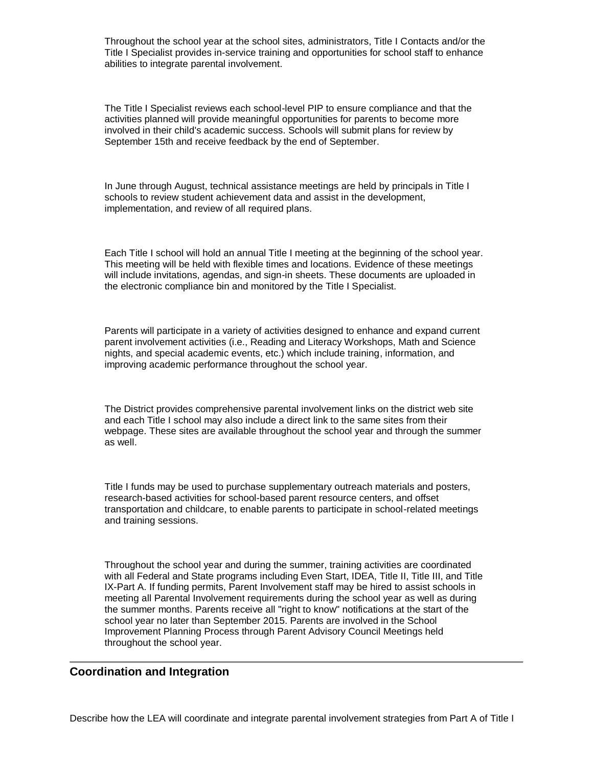Throughout the school year at the school sites, administrators, Title I Contacts and/or the Title I Specialist provides in-service training and opportunities for school staff to enhance abilities to integrate parental involvement.

The Title I Specialist reviews each school-level PIP to ensure compliance and that the activities planned will provide meaningful opportunities for parents to become more involved in their child's academic success. Schools will submit plans for review by September 15th and receive feedback by the end of September.

In June through August, technical assistance meetings are held by principals in Title I schools to review student achievement data and assist in the development, implementation, and review of all required plans.

Each Title I school will hold an annual Title I meeting at the beginning of the school year. This meeting will be held with flexible times and locations. Evidence of these meetings will include invitations, agendas, and sign-in sheets. These documents are uploaded in the electronic compliance bin and monitored by the Title I Specialist.

Parents will participate in a variety of activities designed to enhance and expand current parent involvement activities (i.e., Reading and Literacy Workshops, Math and Science nights, and special academic events, etc.) which include training, information, and improving academic performance throughout the school year.

The District provides comprehensive parental involvement links on the district web site and each Title I school may also include a direct link to the same sites from their webpage. These sites are available throughout the school year and through the summer as well.

Title I funds may be used to purchase supplementary outreach materials and posters, research-based activities for school-based parent resource centers, and offset transportation and childcare, to enable parents to participate in school-related meetings and training sessions.

Throughout the school year and during the summer, training activities are coordinated with all Federal and State programs including Even Start, IDEA, Title II, Title III, and Title IX-Part A. If funding permits, Parent Involvement staff may be hired to assist schools in meeting all Parental Involvement requirements during the school year as well as during the summer months. Parents receive all "right to know" notifications at the start of the school year no later than September 2015. Parents are involved in the School Improvement Planning Process through Parent Advisory Council Meetings held throughout the school year.

---

## Coordination and Integration

Describe how the LEA will coordinate and integrate parental involvement strategies from Part A of Title I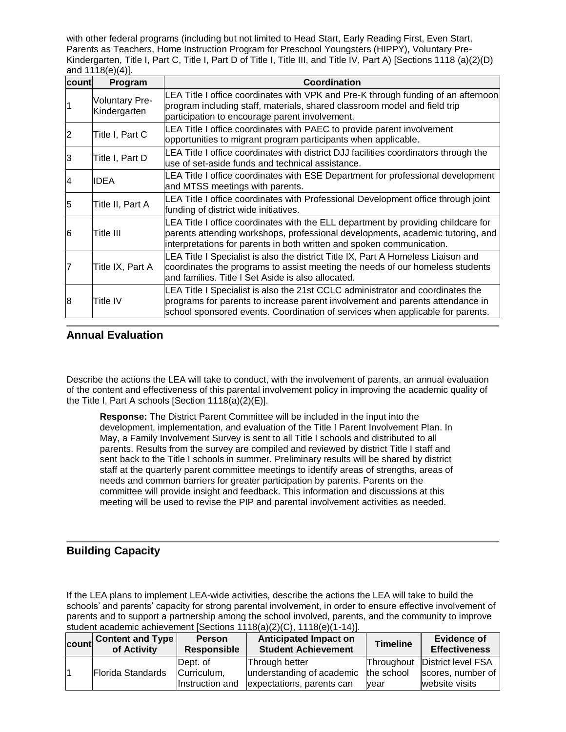with other federal programs (including but not limited to Head Start, Early Reading First, Even Start, Parents as Teachers, Home Instruction Program for Preschool Youngsters (HIPPY), Voluntary Pre-Kindergarten, Title I, Part C, Title I, Part D of Title I, Title III, and Title IV, Part A) [Sections 1118 (a)(2)(D) and 1118(e)(4)].

| count | Program | Coordination |
|---|---|---|
| 1 | Voluntary Pre-Kindergarten | LEA Title I office coordinates with VPK and Pre-K through funding of an afternoon program including staff, materials, shared classroom model and field trip participation to encourage parent involvement. |
| 2 | Title I, Part C | LEA Title I office coordinates with PAEC to provide parent involvement opportunities to migrant program participants when applicable. |
| 3 | Title I, Part D | LEA Title I office coordinates with district DJJ facilities coordinators through the use of set-aside funds and technical assistance. |
| 4 | IDEA | LEA Title I office coordinates with ESE Department for professional development and MTSS meetings with parents. |
| 5 | Title II, Part A | LEA Title I office coordinates with Professional Development office through joint funding of district wide initiatives. |
| 6 | Title III | LEA Title I office coordinates with the ELL department by providing childcare for parents attending workshops, professional developments, academic tutoring, and interpretations for parents in both written and spoken communication. |
| 7 | Title IX, Part A | LEA Title I Specialist is also the district Title IX, Part A Homeless Liaison and coordinates the programs to assist meeting the needs of our homeless students and families. Title I Set Aside is also allocated. |
| 8 | Title IV | LEA Title I Specialist is also the 21st CCLC administrator and coordinates the programs for parents to increase parent involvement and parents attendance in school sponsored events. Coordination of services when applicable for parents. |

## Annual Evaluation

Describe the actions the LEA will take to conduct, with the involvement of parents, an annual evaluation of the content and effectiveness of this parental involvement policy in improving the academic quality of the Title I, Part A schools [Section 1118(a)(2)(E)].

**Response:** The District Parent Committee will be included in the input into the development, implementation, and evaluation of the Title I Parent Involvement Plan. In May, a Family Involvement Survey is sent to all Title I schools and distributed to all parents. Results from the survey are compiled and reviewed by district Title I staff and sent back to the Title I schools in summer. Preliminary results will be shared by district staff at the quarterly parent committee meetings to identify areas of strengths, areas of needs and common barriers for greater participation by parents. Parents on the committee will provide insight and feedback. This information and discussions at this meeting will be used to revise the PIP and parental involvement activities as needed.

## Building Capacity

If the LEA plans to implement LEA-wide activities, describe the actions the LEA will take to build the schools' and parents' capacity for strong parental involvement, in order to ensure effective involvement of parents and to support a partnership among the school involved, parents, and the community to improve student academic achievement [Sections 1118(a)(2)(C), 1118(e)(1-14)].

| count | Content and Type of Activity | Person Responsible | Anticipated Impact on Student Achievement | Timeline | Evidence of Effectiveness |
|---|---|---|---|---|---|
| 1 | Florida Standards | Dept. of Curriculum, Instruction and | Through better understanding of academic expectations, parents can | Throughout the school year | District level FSA scores, number of website visits |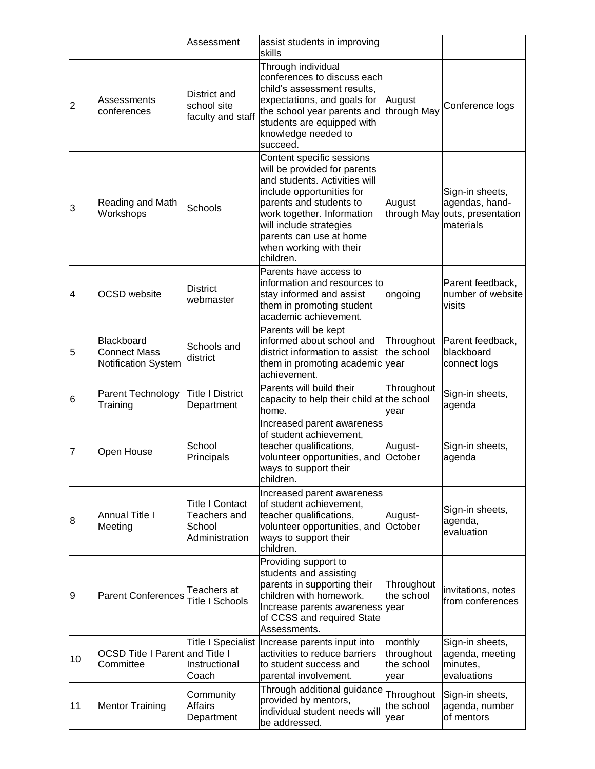| | | Assessment | assist students in improving skills | | |
|---|---|---|---|---|---|
| 2 | Assessments conferences | District and school site faculty and staff | Through individual conferences to discuss each child's assessment results, expectations, and goals for the school year parents and students are equipped with knowledge needed to succeed. | August through May | Conference logs |
| 3 | Reading and Math Workshops | Schools | Content specific sessions will be provided for parents and students. Activities will include opportunities for parents and students to work together. Information will include strategies parents can use at home when working with their children. | August through May | Sign-in sheets, agendas, hand-outs, presentation materials |
| 4 | OCSD website | District webmaster | Parents have access to information and resources to stay informed and assist them in promoting student academic achievement. | ongoing | Parent feedback, number of website visits |
| 5 | Blackboard Connect Mass Notification System | Schools and district | Parents will be kept informed about school and district information to assist them in promoting academic achievement. | Throughout the school year | Parent feedback, blackboard connect logs |
| 6 | Parent Technology Training | Title I District Department | Parents will build their capacity to help their child at home. | Throughout the school year | Sign-in sheets, agenda |
| 7 | Open House | School Principals | Increased parent awareness of student achievement, teacher qualifications, volunteer opportunities, and ways to support their children. | August-October | Sign-in sheets, agenda |
| 8 | Annual Title I Meeting | Title I Contact Teachers and School Administration | Increased parent awareness of student achievement, teacher qualifications, volunteer opportunities, and ways to support their children. | August-October | Sign-in sheets, agenda, evaluation |
| 9 | Parent Conferences | Teachers at Title I Schools | Providing support to students and assisting parents in supporting their children with homework. Increase parents awareness of CCSS and required State Assessments. | Throughout the school year | invitations, notes from conferences |
| 10 | OCSD Title I Parent Committee | Title I Specialist and Title I Instructional Coach | Increase parents input into activities to reduce barriers to student success and parental involvement. | monthly throughout the school year | Sign-in sheets, agenda, meeting minutes, evaluations |
| 11 | Mentor Training | Community Affairs Department | Through additional guidance provided by mentors, individual student needs will be addressed. | Throughout the school year | Sign-in sheets, agenda, number of mentors |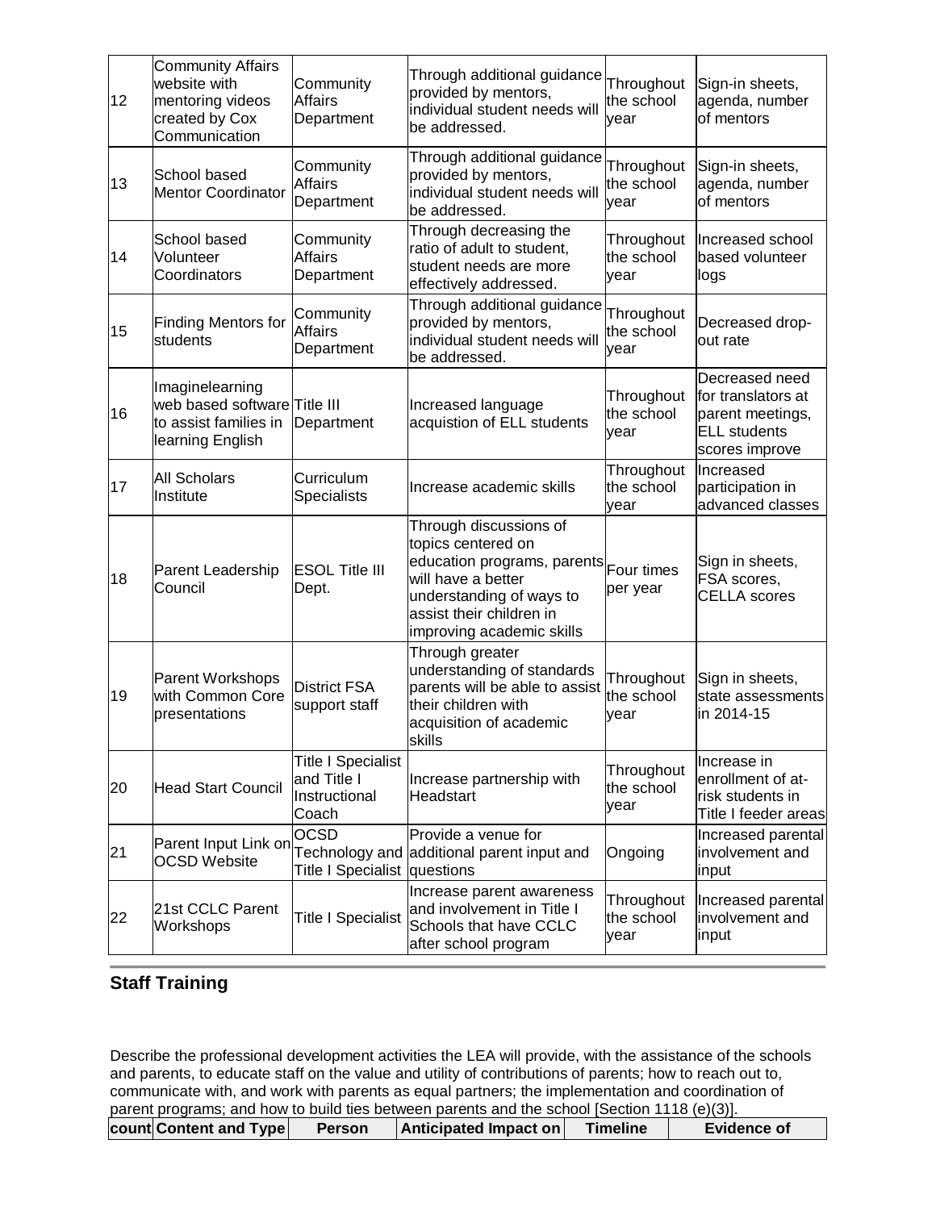| | | | | | |
|---|---|---|---|---|---|
| 12 | Community Affairs website with mentoring videos created by Cox Communication | Community Affairs Department | Through additional guidance provided by mentors, individual student needs will be addressed. | Throughout the school year | Sign-in sheets, agenda, number of mentors |
| 13 | School based Mentor Coordinator | Community Affairs Department | Through additional guidance provided by mentors, individual student needs will be addressed. | Throughout the school year | Sign-in sheets, agenda, number of mentors |
| 14 | School based Volunteer Coordinators | Community Affairs Department | Through decreasing the ratio of adult to student, student needs are more effectively addressed. | Throughout the school year | Increased school based volunteer logs |
| 15 | Finding Mentors for students | Community Affairs Department | Through additional guidance provided by mentors, individual student needs will be addressed. | Throughout the school year | Decreased drop-out rate |
| 16 | Imaginelearning web based software to assist families in learning English | Title III Department | Increased language acquistion of ELL students | Throughout the school year | Decreased need for translators at parent meetings, ELL students scores improve |
| 17 | All Scholars Institute | Curriculum Specialists | Increase academic skills | Throughout the school year | Increased participation in advanced classes |
| 18 | Parent Leadership Council | ESOL Title III Dept. | Through discussions of topics centered on education programs, parents will have a better understanding of ways to assist their children in improving academic skills | Four times per year | Sign in sheets, FSA scores, CELLA scores |
| 19 | Parent Workshops with Common Core presentations | District FSA support staff | Through greater understanding of standards parents will be able to assist their children with acquisition of academic skills | Throughout the school year | Sign in sheets, state assessments in 2014-15 |
| 20 | Head Start Council | Title I Specialist and Title I Instructional Coach | Increase partnership with Headstart | Throughout the school year | Increase in enrollment of at-risk students in Title I feeder areas |
| 21 | Parent Input Link on OCSD Website | OCSD Technology and Title I Specialist | Provide a venue for additional parent input and questions | Ongoing | Increased parental involvement and input |
| 22 | 21st CCLC Parent Workshops | Title I Specialist | Increase parent awareness and involvement in Title I Schools that have CCLC after school program | Throughout the school year | Increased parental involvement and input |

## Staff Training

Describe the professional development activities the LEA will provide, with the assistance of the schools and parents, to educate staff on the value and utility of contributions of parents; how to reach out to, communicate with, and work with parents as equal partners; the implementation and coordination of parent programs; and how to build ties between parents and the school [Section 1118 (e)(3)].

| count | Content and Type | Person | Anticipated Impact on | Timeline | Evidence of |
|---|---|---|---|---|---|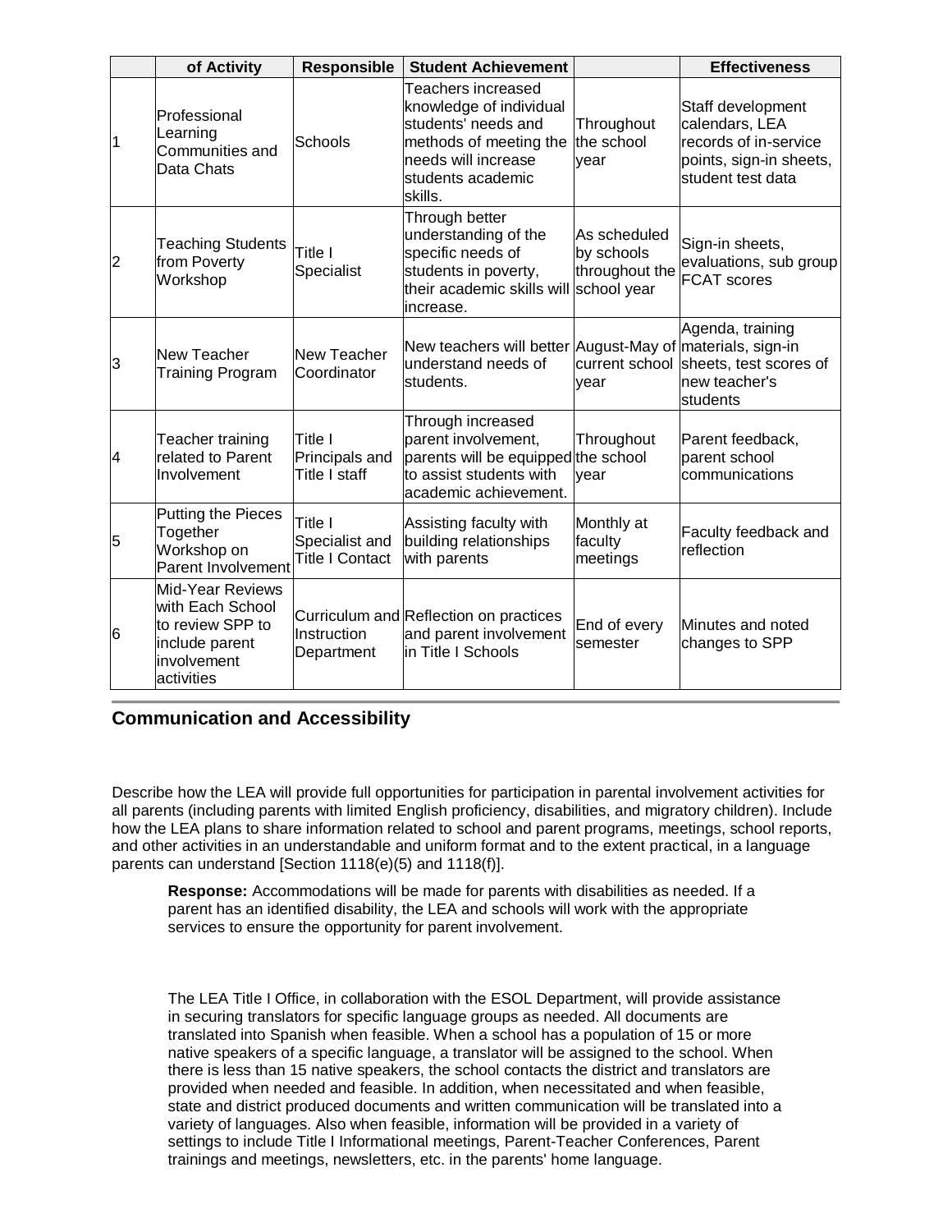| | of Activity | Responsible | Student Achievement | | Effectiveness |
|---|---|---|---|---|---|
| 1 | Professional Learning Communities and Data Chats | Schools | Teachers increased knowledge of individual students' needs and methods of meeting the needs will increase students academic skills. | Throughout the school year | Staff development calendars, LEA records of in-service points, sign-in sheets, student test data |
| 2 | Teaching Students from Poverty Workshop | Title I Specialist | Through better understanding of the specific needs of students in poverty, their academic skills will increase. | As scheduled by schools throughout the school year | Sign-in sheets, evaluations, sub group FCAT scores |
| 3 | New Teacher Training Program | New Teacher Coordinator | New teachers will better understand needs of students. | August-May of current school year | Agenda, training materials, sign-in sheets, test scores of new teacher's students |
| 4 | Teacher training related to Parent Involvement | Title I Principals and Title I staff | Through increased parent involvement, parents will be equipped to assist students with academic achievement. | Throughout the school year | Parent feedback, parent school communications |
| 5 | Putting the Pieces Together Workshop on Parent Involvement | Title I Specialist and Title I Contact | Assisting faculty with building relationships with parents | Monthly at faculty meetings | Faculty feedback and reflection |
| 6 | Mid-Year Reviews with Each School to review SPP to include parent involvement activities | Curriculum and Instruction Department | Reflection on practices and parent involvement in Title I Schools | End of every semester | Minutes and noted changes to SPP |

## Communication and Accessibility

Describe how the LEA will provide full opportunities for participation in parental involvement activities for all parents (including parents with limited English proficiency, disabilities, and migratory children). Include how the LEA plans to share information related to school and parent programs, meetings, school reports, and other activities in an understandable and uniform format and to the extent practical, in a language parents can understand [Section 1118(e)(5) and 1118(f)].

**Response:** Accommodations will be made for parents with disabilities as needed. If a parent has an identified disability, the LEA and schools will work with the appropriate services to ensure the opportunity for parent involvement.

The LEA Title I Office, in collaboration with the ESOL Department, will provide assistance in securing translators for specific language groups as needed. All documents are translated into Spanish when feasible. When a school has a population of 15 or more native speakers of a specific language, a translator will be assigned to the school. When there is less than 15 native speakers, the school contacts the district and translators are provided when needed and feasible. In addition, when necessitated and when feasible, state and district produced documents and written communication will be translated into a variety of languages. Also when feasible, information will be provided in a variety of settings to include Title I Informational meetings, Parent-Teacher Conferences, Parent trainings and meetings, newsletters, etc. in the parents' home language.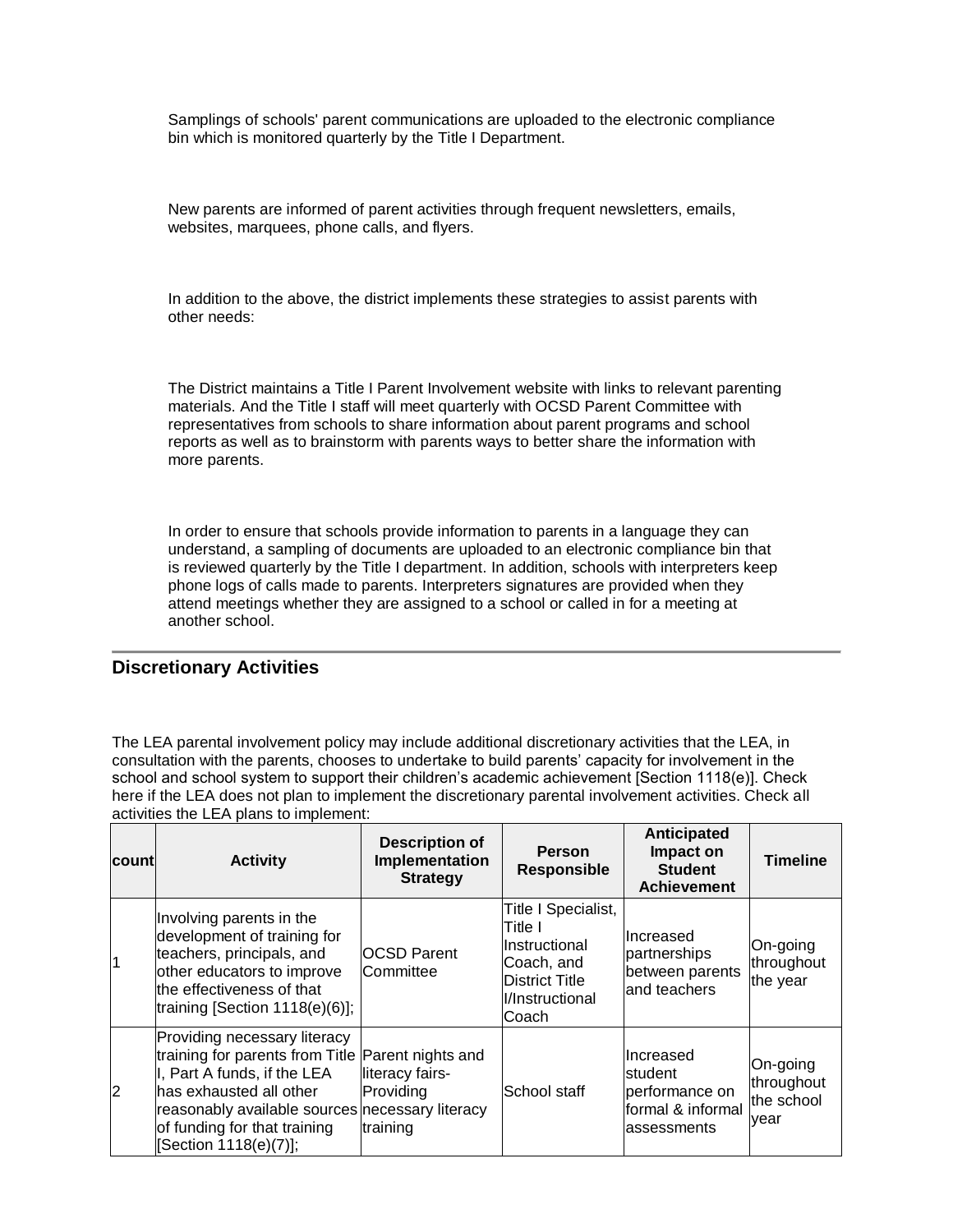Samplings of schools' parent communications are uploaded to the electronic compliance bin which is monitored quarterly by the Title I Department.

New parents are informed of parent activities through frequent newsletters, emails, websites, marquees, phone calls, and flyers.

In addition to the above, the district implements these strategies to assist parents with other needs:

The District maintains a Title I Parent Involvement website with links to relevant parenting materials. And the Title I staff will meet quarterly with OCSD Parent Committee with representatives from schools to share information about parent programs and school reports as well as to brainstorm with parents ways to better share the information with more parents.

In order to ensure that schools provide information to parents in a language they can understand, a sampling of documents are uploaded to an electronic compliance bin that is reviewed quarterly by the Title I department. In addition, schools with interpreters keep phone logs of calls made to parents. Interpreters signatures are provided when they attend meetings whether they are assigned to a school or called in for a meeting at another school.

## Discretionary Activities

The LEA parental involvement policy may include additional discretionary activities that the LEA, in consultation with the parents, chooses to undertake to build parents' capacity for involvement in the school and school system to support their children's academic achievement [Section 1118(e)]. Check here if the LEA does not plan to implement the discretionary parental involvement activities. Check all activities the LEA plans to implement:

| count | Activity | Description of Implementation Strategy | Person Responsible | Anticipated Impact on Student Achievement | Timeline |
|---|---|---|---|---|---|
| 1 | Involving parents in the development of training for teachers, principals, and other educators to improve the effectiveness of that training [Section 1118(e)(6)]; | OCSD Parent Committee | Title I Specialist, Title I Instructional Coach, and District Title I/Instructional Coach | Increased partnerships between parents and teachers | On-going throughout the year |
| 2 | Providing necessary literacy training for parents from Title I, Part A funds, if the LEA has exhausted all other reasonably available sources of funding for that training [Section 1118(e)(7)]; | Parent nights and literacy fairs- Providing necessary literacy training | School staff | Increased student performance on formal & informal assessments | On-going throughout the school year |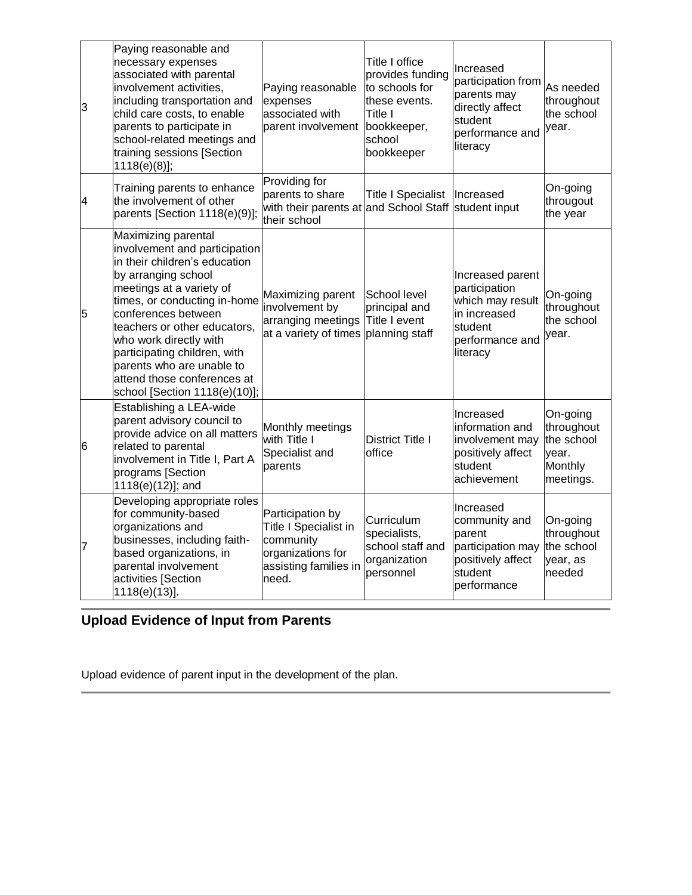| | | | | | |
|---|---|---|---|---|---|
| 3 | Paying reasonable and necessary expenses associated with parental involvement activities, including transportation and child care costs, to enable parents to participate in school-related meetings and training sessions [Section 1118(e)(8)]; | Paying reasonable expenses associated with parent involvement | Title I office provides funding to schools for these events. Title I bookkeeper, school bookkeeper | Increased participation from parents may directly affect student performance and literacy | As needed throughout the school year. |
| 4 | Training parents to enhance the involvement of other parents [Section 1118(e)(9)]; | Providing for parents to share with their parents at their school | Title I Specialist and School Staff | Increased student input | On-going througout the year |
| 5 | Maximizing parental involvement and participation in their children's education by arranging school meetings at a variety of times, or conducting in-home conferences between teachers or other educators, who work directly with participating children, with parents who are unable to attend those conferences at school [Section 1118(e)(10)]; | Maximizing parent involvement by arranging meetings at a variety of times | School level principal and Title I event planning staff | Increased parent participation which may result in increased student performance and literacy | On-going throughout the school year. |
| 6 | Establishing a LEA-wide parent advisory council to provide advice on all matters related to parental involvement in Title I, Part A programs [Section 1118(e)(12)]; and | Monthly meetings with Title I Specialist and parents | District Title I office | Increased information and involvement may positively affect student achievement | On-going throughout the school year. Monthly meetings. |
| 7 | Developing appropriate roles for community-based organizations and businesses, including faith-based organizations, in parental involvement activities [Section 1118(e)(13)]. | Participation by Title I Specialist in community organizations for assisting families in need. | Curriculum specialists, school staff and organization personnel | Increased community and parent participation may positively affect student performance | On-going throughout the school year, as needed |

## Upload Evidence of Input from Parents

Upload evidence of parent input in the development of the plan.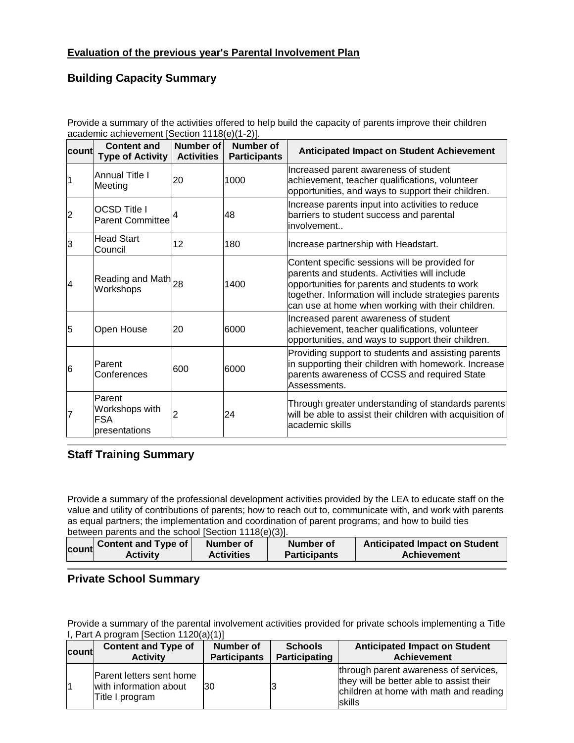**Evaluation of the previous year's Parental Involvement Plan**

## Building Capacity Summary

Provide a summary of the activities offered to help build the capacity of parents improve their children academic achievement [Section 1118(e)(1-2)].

| count | Content and Type of Activity | Number of Activities | Number of Participants | Anticipated Impact on Student Achievement |
|---|---|---|---|---|
| 1 | Annual Title I Meeting | 20 | 1000 | Increased parent awareness of student achievement, teacher qualifications, volunteer opportunities, and ways to support their children. |
| 2 | OCSD Title I Parent Committee | 4 | 48 | Increase parents input into activities to reduce barriers to student success and parental involvement.. |
| 3 | Head Start Council | 12 | 180 | Increase partnership with Headstart. |
| 4 | Reading and Math Workshops | 28 | 1400 | Content specific sessions will be provided for parents and students. Activities will include opportunities for parents and students to work together. Information will include strategies parents can use at home when working with their children. |
| 5 | Open House | 20 | 6000 | Increased parent awareness of student achievement, teacher qualifications, volunteer opportunities, and ways to support their children. |
| 6 | Parent Conferences | 600 | 6000 | Providing support to students and assisting parents in supporting their children with homework. Increase parents awareness of CCSS and required State Assessments. |
| 7 | Parent Workshops with FSA presentations | 2 | 24 | Through greater understanding of standards parents will be able to assist their children with acquisition of academic skills |

## Staff Training Summary

Provide a summary of the professional development activities provided by the LEA to educate staff on the value and utility of contributions of parents; how to reach out to, communicate with, and work with parents as equal partners; the implementation and coordination of parent programs; and how to build ties between parents and the school [Section 1118(e)(3)].

| count | Content and Type of Activity | Number of Activities | Number of Participants | Anticipated Impact on Student Achievement |
|---|---|---|---|---|

## Private School Summary

Provide a summary of the parental involvement activities provided for private schools implementing a Title I, Part A program [Section 1120(a)(1)]

| count | Content and Type of Activity | Number of Participants | Schools Participating | Anticipated Impact on Student Achievement |
|---|---|---|---|---|
| 1 | Parent letters sent home with information about Title I program | 30 | 3 | through parent awareness of services, they will be better able to assist their children at home with math and reading skills |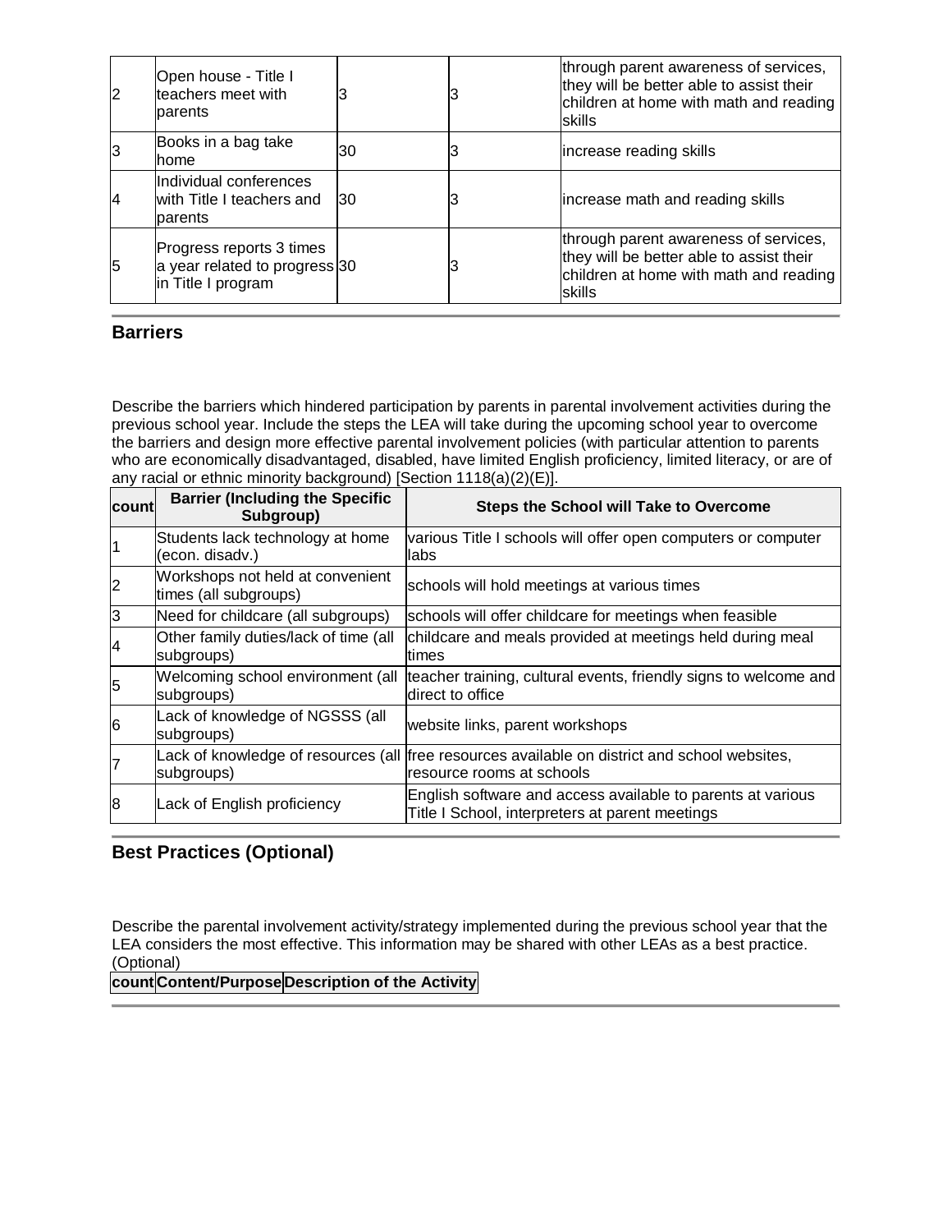| | | | | |
|---|---|---|---|---|
| 2 | Open house - Title I teachers meet with parents | 3 | 3 | through parent awareness of services, they will be better able to assist their children at home with math and reading skills |
| 3 | Books in a bag take home | 30 | 3 | increase reading skills |
| 4 | Individual conferences with Title I teachers and parents | 30 | 3 | increase math and reading skills |
| 5 | Progress reports 3 times a year related to progress in Title I program | 30 | 3 | through parent awareness of services, they will be better able to assist their children at home with math and reading skills |

## Barriers

Describe the barriers which hindered participation by parents in parental involvement activities during the previous school year. Include the steps the LEA will take during the upcoming school year to overcome the barriers and design more effective parental involvement policies (with particular attention to parents who are economically disadvantaged, disabled, have limited English proficiency, limited literacy, or are of any racial or ethnic minority background) [Section 1118(a)(2)(E)].

| count | Barrier (Including the Specific Subgroup) | Steps the School will Take to Overcome |
|---|---|---|
| 1 | Students lack technology at home (econ. disadv.) | various Title I schools will offer open computers or computer labs |
| 2 | Workshops not held at convenient times (all subgroups) | schools will hold meetings at various times |
| 3 | Need for childcare (all subgroups) | schools will offer childcare for meetings when feasible |
| 4 | Other family duties/lack of time (all subgroups) | childcare and meals provided at meetings held during meal times |
| 5 | Welcoming school environment (all subgroups) | teacher training, cultural events, friendly signs to welcome and direct to office |
| 6 | Lack of knowledge of NGSSS (all subgroups) | website links, parent workshops |
| 7 | Lack of knowledge of resources (all subgroups) | free resources available on district and school websites, resource rooms at schools |
| 8 | Lack of English proficiency | English software and access available to parents at various Title I School, interpreters at parent meetings |

## Best Practices (Optional)

Describe the parental involvement activity/strategy implemented during the previous school year that the LEA considers the most effective. This information may be shared with other LEAs as a best practice. (Optional)

| count | Content/Purpose | Description of the Activity |
|---|---|---|